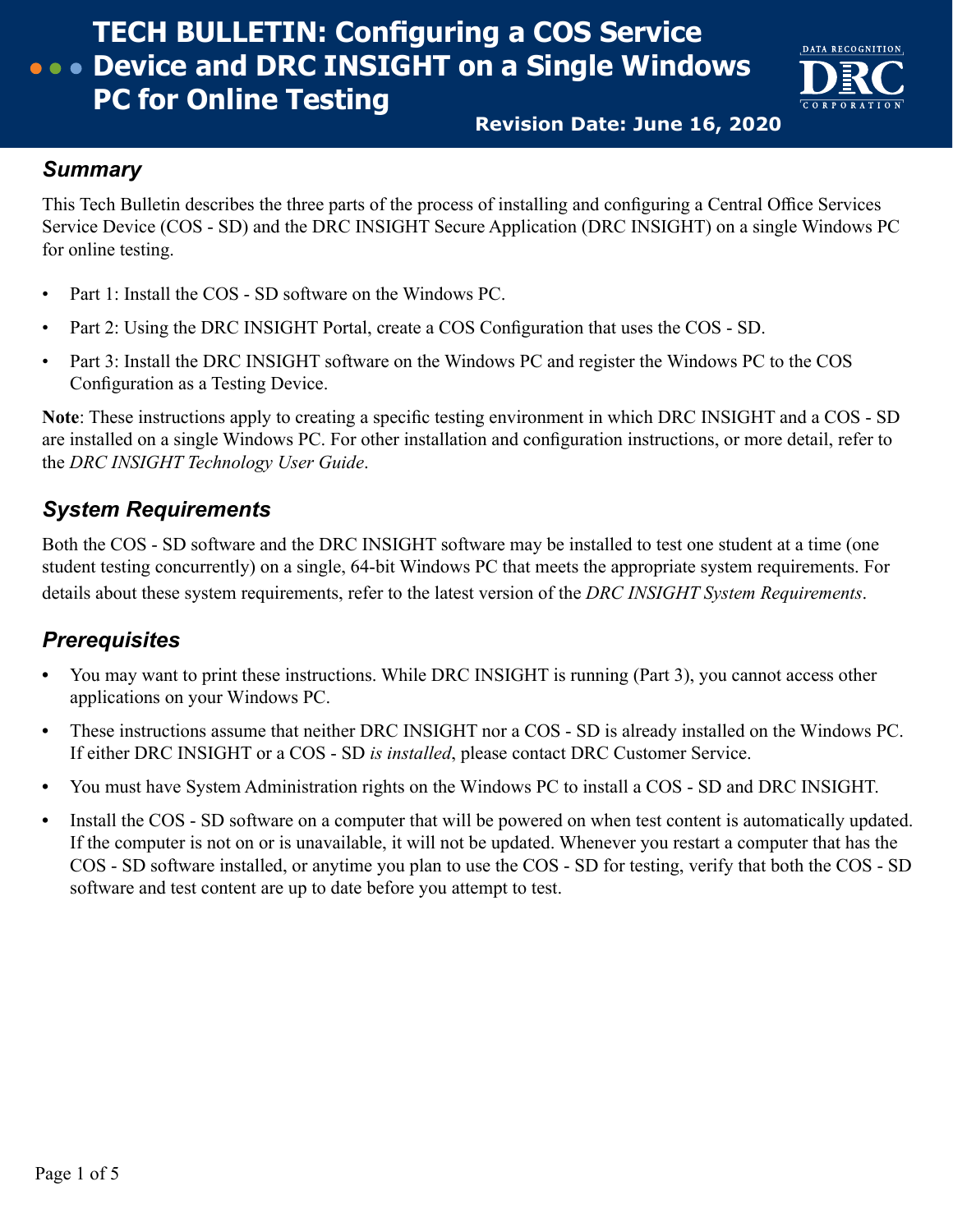# TECH BULLETIN: Configuring a COS Service Device and DRC INSIGHT on a Single Windows PC for Online Testing

**Revision Date: June 16, 2020**

## *Summary*

This Tech Bulletin describes the three parts of the process of installing and configuring a Central Office Services Service Device (COS - SD) and the DRC INSIGHT Secure Application (DRC INSIGHT) on a single Windows PC for online testing.

- Part 1: Install the COS - SD software on the Windows PC.
- Part 2: Using the DRC INSIGHT Portal, create a COS Configuration that uses the COS - SD.
- Part 3: Install the DRC INSIGHT software on the Windows PC and register the Windows PC to the COS Configuration as a Testing Device.

**Note**: These instructions apply to creating a specific testing environment in which DRC INSIGHT and a COS - SD are installed on a single Windows PC. For other installation and configuration instructions, or more detail, refer to the *DRC INSIGHT Technology User Guide*.

## *System Requirements*

Both the COS - SD software and the DRC INSIGHT software may be installed to test one student at a time (one student testing concurrently) on a single, 64-bit Windows PC that meets the appropriate system requirements. For details about these system requirements, refer to the latest version of the *DRC INSIGHT System Requirements*.

## *Prerequisites*

- You may want to print these instructions. While DRC INSIGHT is running (Part 3), you cannot access other applications on your Windows PC.
- These instructions assume that neither DRC INSIGHT nor a COS - SD is already installed on the Windows PC. If either DRC INSIGHT or a COS - SD *is installed*, please contact DRC Customer Service.
- You must have System Administration rights on the Windows PC to install a COS - SD and DRC INSIGHT.
- Install the COS - SD software on a computer that will be powered on when test content is automatically updated. If the computer is not on or is unavailable, it will not be updated. Whenever you restart a computer that has the COS - SD software installed, or anytime you plan to use the COS - SD for testing, verify that both the COS - SD software and test content are up to date before you attempt to test.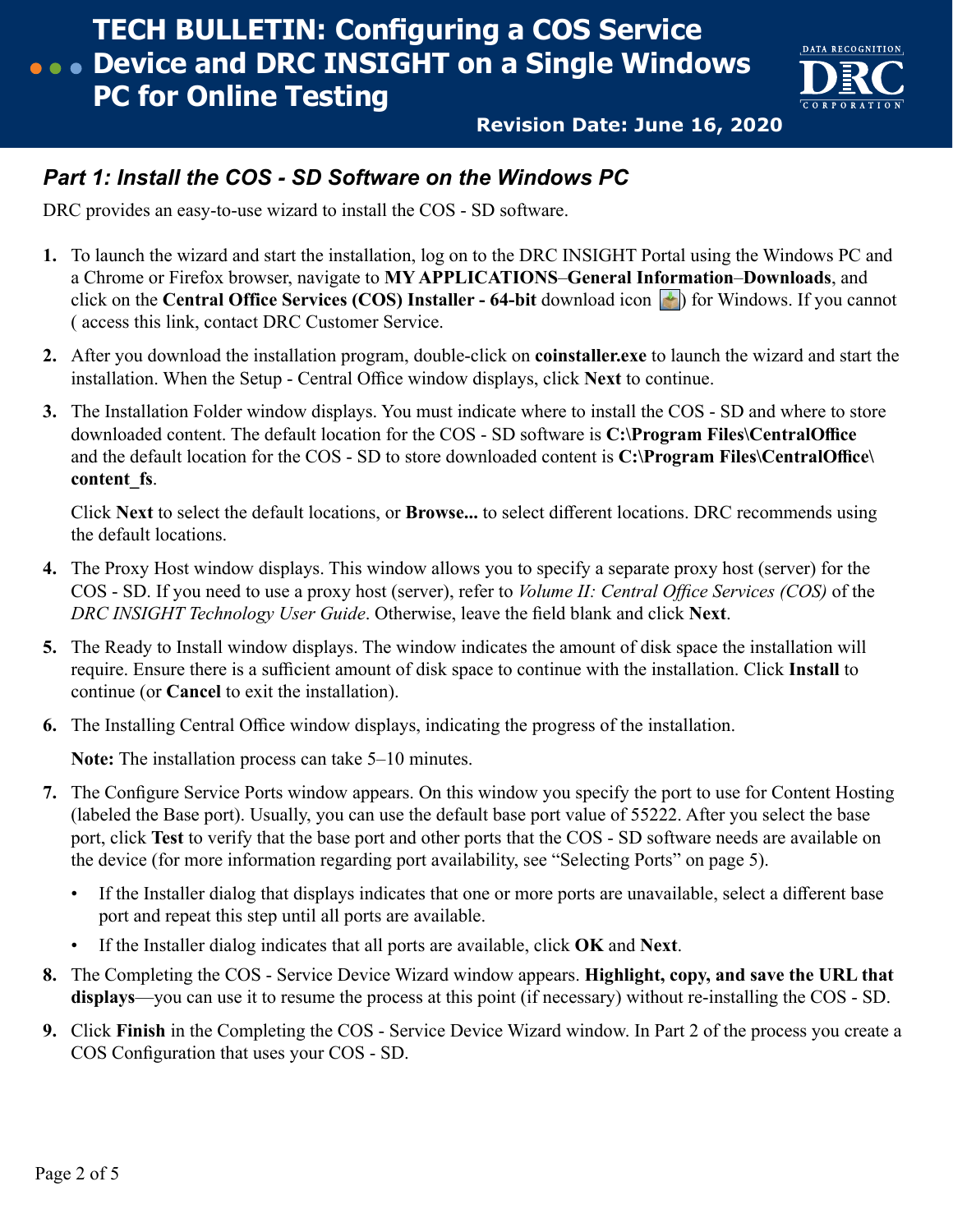# TECH BULLETIN: Configuring a COS Service Device and DRC INSIGHT on a Single Windows PC for Online Testing

**Revision Date: June 16, 2020**

## *Part 1: Install the COS - SD Software on the Windows PC*

DRC provides an easy-to-use wizard to install the COS - SD software.

1. To launch the wizard and start the installation, log on to the DRC INSIGHT Portal using the Windows PC and a Chrome or Firefox browser, navigate to **MY APPLICATIONS**–**General Information**–**Downloads**, and click on the **Central Office Services (COS) Installer - 64-bit** download icon ( ) for Windows. If you cannot access this link, contact DRC Customer Service.

2. After you download the installation program, double-click on **coinstaller.exe** to launch the wizard and start the installation. When the Setup - Central Office window displays, click **Next** to continue.

3. The Installation Folder window displays. You must indicate where to install the COS - SD and where to store downloaded content. The default location for the COS - SD software is **C:\Program Files\CentralOffice** and the default location for the COS - SD to store downloaded content is **C:\Program Files\CentralOffice\content_fs**.

   Click **Next** to select the default locations, or **Browse...** to select different locations. DRC recommends using the default locations.

4. The Proxy Host window displays. This window allows you to specify a separate proxy host (server) for the COS - SD. If you need to use a proxy host (server), refer to *Volume II: Central Office Services (COS)* of the *DRC INSIGHT Technology User Guide*. Otherwise, leave the field blank and click **Next**.

5. The Ready to Install window displays. The window indicates the amount of disk space the installation will require. Ensure there is a sufficient amount of disk space to continue with the installation. Click **Install** to continue (or **Cancel** to exit the installation).

6. The Installing Central Office window displays, indicating the progress of the installation.

   **Note:** The installation process can take 5–10 minutes.

7. The Configure Service Ports window appears. On this window you specify the port to use for Content Hosting (labeled the Base port). Usually, you can use the default base port value of 55222. After you select the base port, click **Test** to verify that the base port and other ports that the COS - SD software needs are available on the device (for more information regarding port availability, see "Selecting Ports" on page 5).

   - If the Installer dialog that displays indicates that one or more ports are unavailable, select a different base port and repeat this step until all ports are available.
   - If the Installer dialog indicates that all ports are available, click **OK** and **Next**.

8. The Completing the COS - Service Device Wizard window appears. **Highlight, copy, and save the URL that displays**—you can use it to resume the process at this point (if necessary) without re-installing the COS - SD.

9. Click **Finish** in the Completing the COS - Service Device Wizard window. In Part 2 of the process you create a COS Configuration that uses your COS - SD.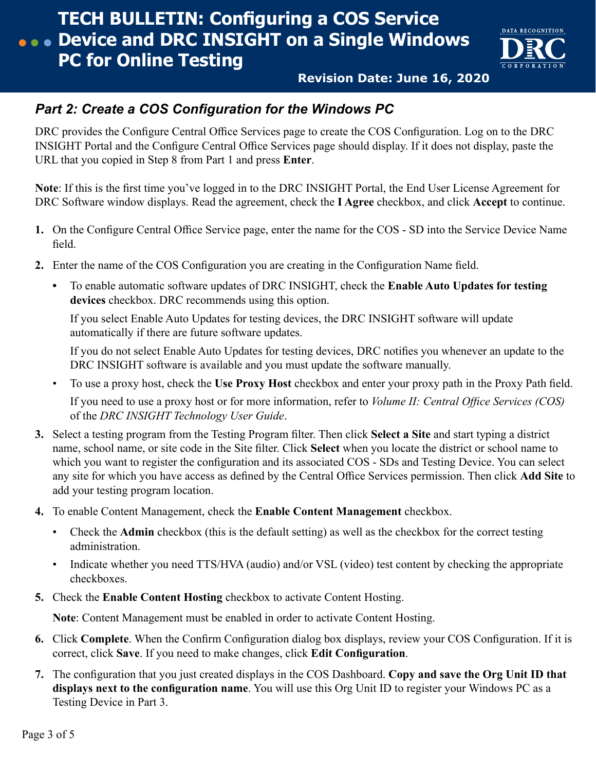## Part 2: Create a COS Configuration for the Windows PC

DRC provides the Configure Central Office Services page to create the COS Configuration. Log on to the DRC INSIGHT Portal and the Configure Central Office Services page should display. If it does not display, paste the URL that you copied in Step 8 from Part 1 and press **Enter**.

**Note**: If this is the first time you've logged in to the DRC INSIGHT Portal, the End User License Agreement for DRC Software window displays. Read the agreement, check the **I Agree** checkbox, and click **Accept** to continue.

1. On the Configure Central Office Service page, enter the name for the COS - SD into the Service Device Name field.
2. Enter the name of the COS Configuration you are creating in the Configuration Name field.
   - To enable automatic software updates of DRC INSIGHT, check the **Enable Auto Updates for testing devices** checkbox. DRC recommends using this option.

     If you select Enable Auto Updates for testing devices, the DRC INSIGHT software will update automatically if there are future software updates.

     If you do not select Enable Auto Updates for testing devices, DRC notifies you whenever an update to the DRC INSIGHT software is available and you must update the software manually.
   - To use a proxy host, check the **Use Proxy Host** checkbox and enter your proxy path in the Proxy Path field.

     If you need to use a proxy host or for more information, refer to *Volume II: Central Office Services (COS)* of the *DRC INSIGHT Technology User Guide*.
3. Select a testing program from the Testing Program filter. Then click **Select a Site** and start typing a district name, school name, or site code in the Site filter. Click **Select** when you locate the district or school name to which you want to register the configuration and its associated COS - SDs and Testing Device. You can select any site for which you have access as defined by the Central Office Services permission. Then click **Add Site** to add your testing program location.
4. To enable Content Management, check the **Enable Content Management** checkbox.
   - Check the **Admin** checkbox (this is the default setting) as well as the checkbox for the correct testing administration.
   - Indicate whether you need TTS/HVA (audio) and/or VSL (video) test content by checking the appropriate checkboxes.
5. Check the **Enable Content Hosting** checkbox to activate Content Hosting.

   **Note**: Content Management must be enabled in order to activate Content Hosting.
6. Click **Complete**. When the Confirm Configuration dialog box displays, review your COS Configuration. If it is correct, click **Save**. If you need to make changes, click **Edit Configuration**.
7. The configuration that you just created displays in the COS Dashboard. **Copy and save the Org Unit ID that displays next to the configuration name**. You will use this Org Unit ID to register your Windows PC as a Testing Device in Part 3.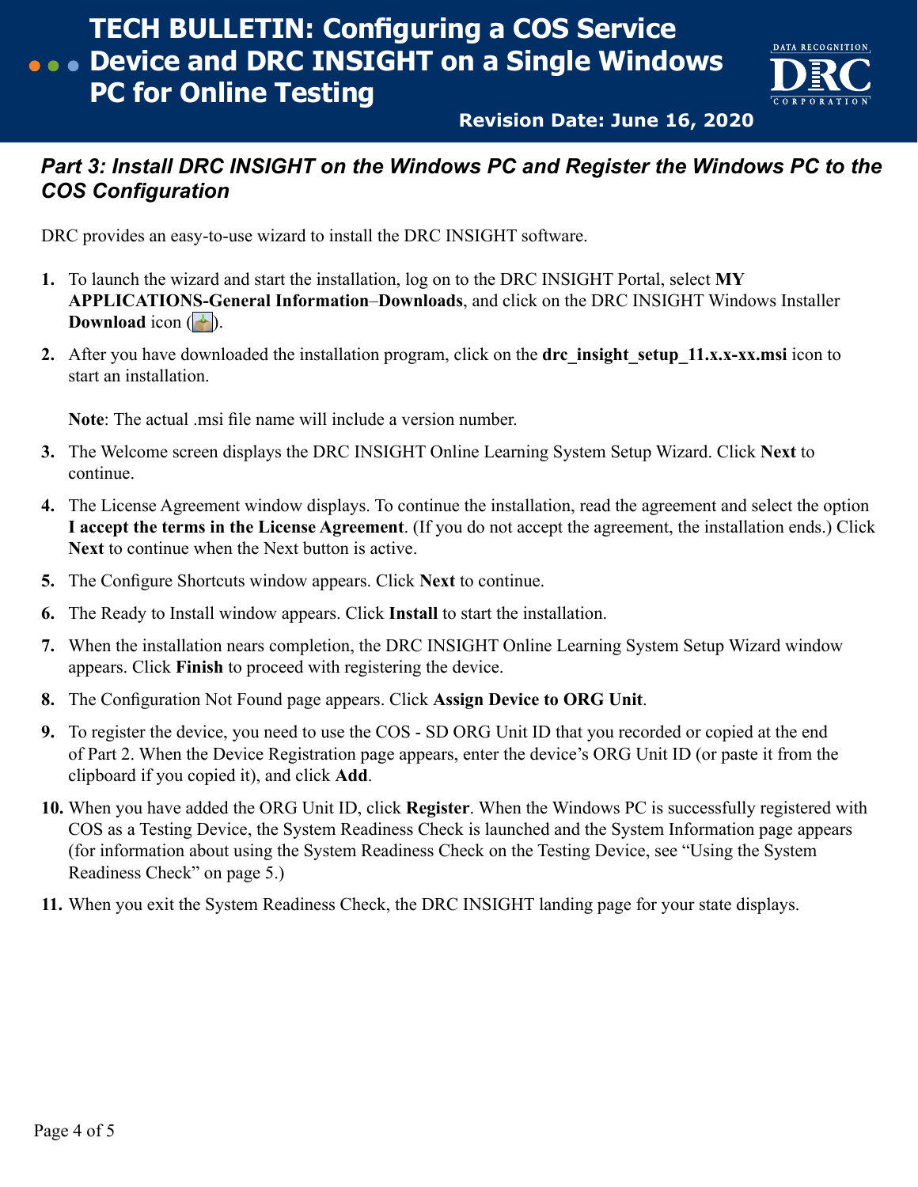## Part 3: Install DRC INSIGHT on the Windows PC and Register the Windows PC to the COS Configuration

DRC provides an easy-to-use wizard to install the DRC INSIGHT software.

1. To launch the wizard and start the installation, log on to the DRC INSIGHT Portal, select **MY APPLICATIONS-General Information–Downloads**, and click on the DRC INSIGHT Windows Installer **Download** icon ( ).
2. After you have downloaded the installation program, click on the **drc_insight_setup_11.x.x-xx.msi** icon to start an installation.

   **Note**: The actual .msi file name will include a version number.
3. The Welcome screen displays the DRC INSIGHT Online Learning System Setup Wizard. Click **Next** to continue.
4. The License Agreement window displays. To continue the installation, read the agreement and select the option **I accept the terms in the License Agreement**. (If you do not accept the agreement, the installation ends.) Click **Next** to continue when the Next button is active.
5. The Configure Shortcuts window appears. Click **Next** to continue.
6. The Ready to Install window appears. Click **Install** to start the installation.
7. When the installation nears completion, the DRC INSIGHT Online Learning System Setup Wizard window appears. Click **Finish** to proceed with registering the device.
8. The Configuration Not Found page appears. Click **Assign Device to ORG Unit**.
9. To register the device, you need to use the COS - SD ORG Unit ID that you recorded or copied at the end of Part 2. When the Device Registration page appears, enter the device's ORG Unit ID (or paste it from the clipboard if you copied it), and click **Add**.
10. When you have added the ORG Unit ID, click **Register**. When the Windows PC is successfully registered with COS as a Testing Device, the System Readiness Check is launched and the System Information page appears (for information about using the System Readiness Check on the Testing Device, see "Using the System Readiness Check" on page 5.)
11. When you exit the System Readiness Check, the DRC INSIGHT landing page for your state displays.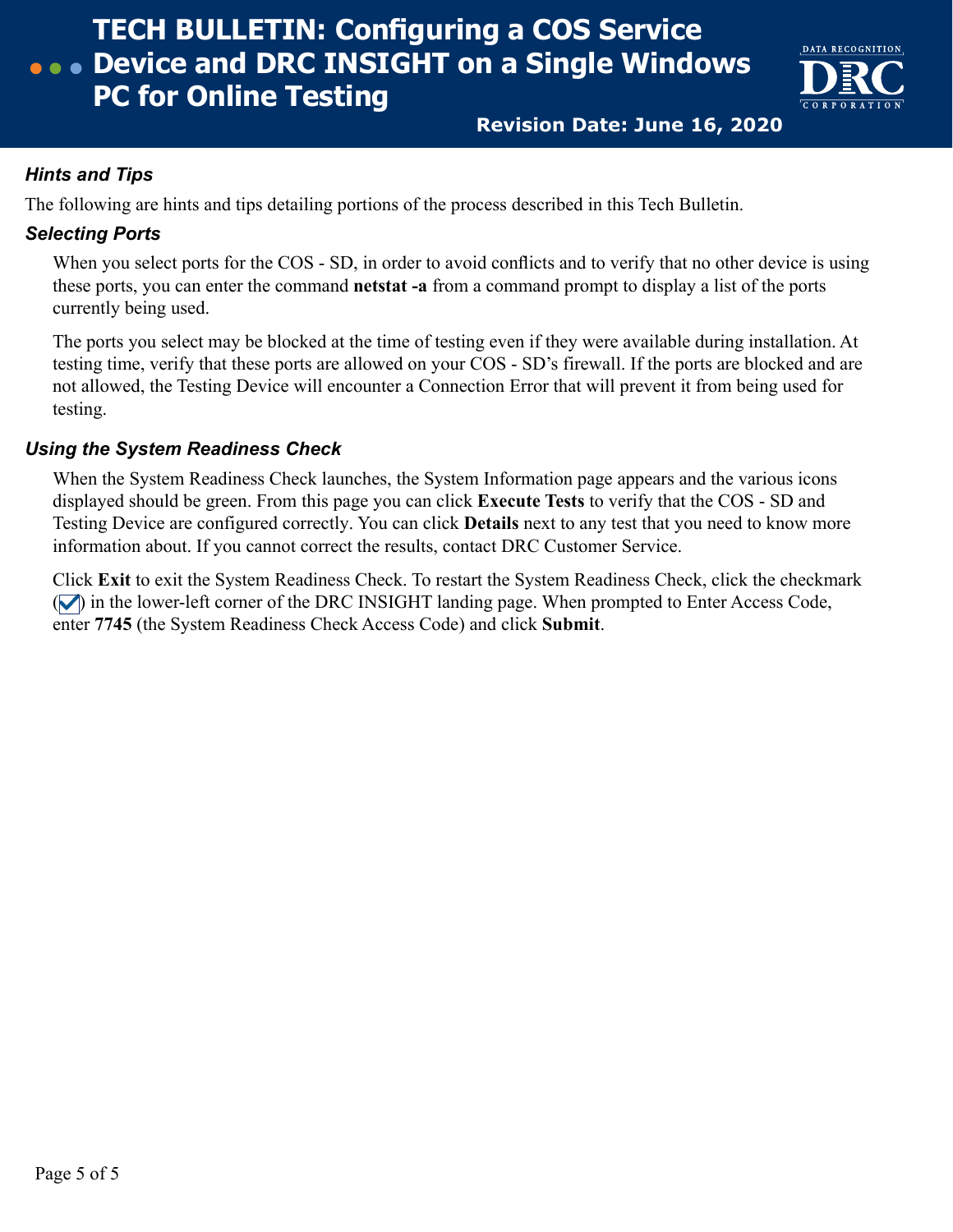### *Hints and Tips*

The following are hints and tips detailing portions of the process described in this Tech Bulletin.

### *Selecting Ports*

When you select ports for the COS - SD, in order to avoid conflicts and to verify that no other device is using these ports, you can enter the command **netstat -a** from a command prompt to display a list of the ports currently being used.

The ports you select may be blocked at the time of testing even if they were available during installation. At testing time, verify that these ports are allowed on your COS - SD's firewall. If the ports are blocked and are not allowed, the Testing Device will encounter a Connection Error that will prevent it from being used for testing.

### *Using the System Readiness Check*

When the System Readiness Check launches, the System Information page appears and the various icons displayed should be green. From this page you can click **Execute Tests** to verify that the COS - SD and Testing Device are configured correctly. You can click **Details** next to any test that you need to know more information about. If you cannot correct the results, contact DRC Customer Service.

Click **Exit** to exit the System Readiness Check. To restart the System Readiness Check, click the checkmark (☑) in the lower-left corner of the DRC INSIGHT landing page. When prompted to Enter Access Code, enter **7745** (the System Readiness Check Access Code) and click **Submit**.